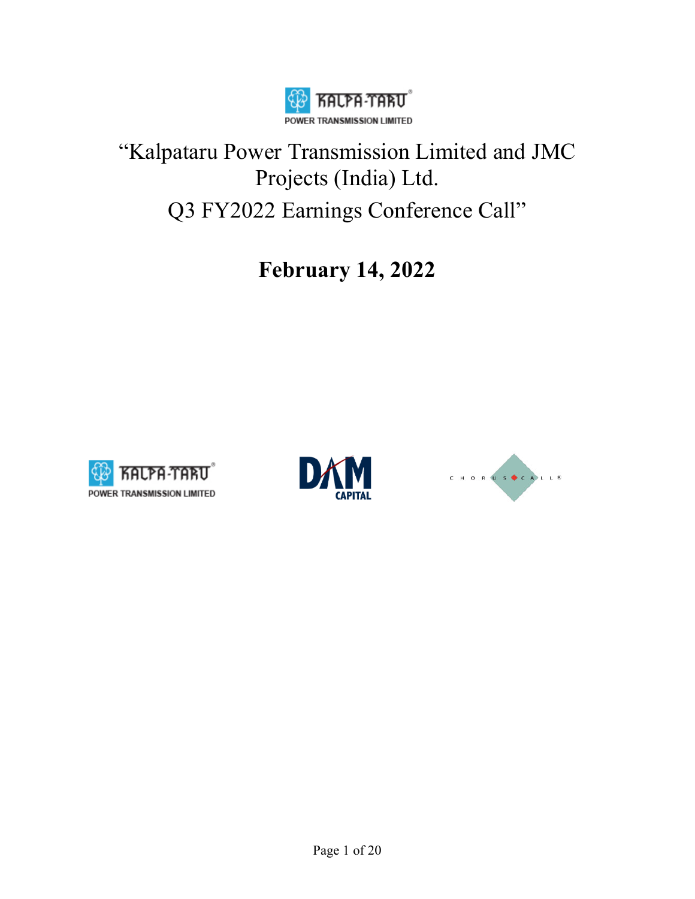# "Kalpataru Power Transmission Limited and JMC Projects (India) Ltd.

# Q3 FY2022 Earnings Conference Call"

## February 14, 2022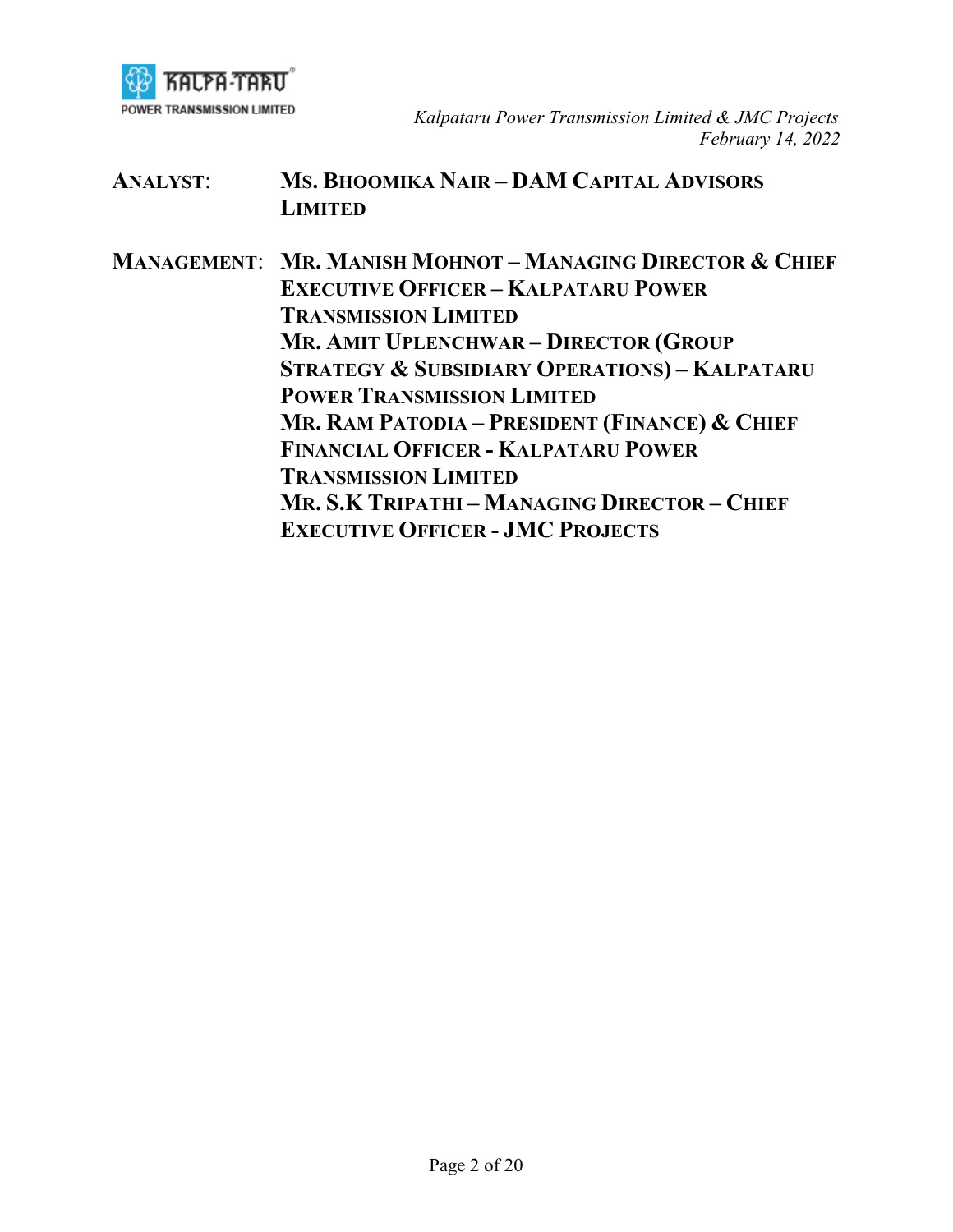**ANALYST:** **MS. BHOOMIKA NAIR – DAM CAPITAL ADVISORS LIMITED**

**MANAGEMENT:** **MR. MANISH MOHNOT – MANAGING DIRECTOR & CHIEF EXECUTIVE OFFICER – KALPATARU POWER TRANSMISSION LIMITED**

**MR. AMIT UPLENCHWAR – DIRECTOR (GROUP STRATEGY & SUBSIDIARY OPERATIONS) – KALPATARU POWER TRANSMISSION LIMITED**

**MR. RAM PATODIA – PRESIDENT (FINANCE) & CHIEF FINANCIAL OFFICER - KALPATARU POWER TRANSMISSION LIMITED**

**MR. S.K TRIPATHI – MANAGING DIRECTOR – CHIEF EXECUTIVE OFFICER - JMC PROJECTS**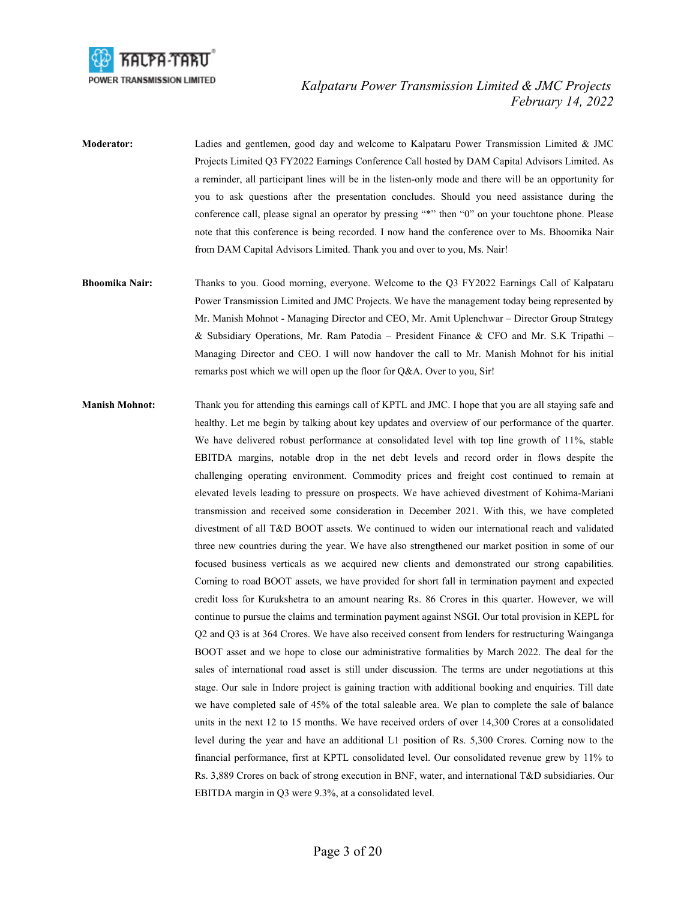**Moderator:** Ladies and gentlemen, good day and welcome to Kalpataru Power Transmission Limited & JMC Projects Limited Q3 FY2022 Earnings Conference Call hosted by DAM Capital Advisors Limited. As a reminder, all participant lines will be in the listen-only mode and there will be an opportunity for you to ask questions after the presentation concludes. Should you need assistance during the conference call, please signal an operator by pressing "*" then "0" on your touchtone phone. Please note that this conference is being recorded. I now hand the conference over to Ms. Bhoomika Nair from DAM Capital Advisors Limited. Thank you and over to you, Ms. Nair!

**Bhoomika Nair:** Thanks to you. Good morning, everyone. Welcome to the Q3 FY2022 Earnings Call of Kalpataru Power Transmission Limited and JMC Projects. We have the management today being represented by Mr. Manish Mohnot - Managing Director and CEO, Mr. Amit Uplenchwar – Director Group Strategy & Subsidiary Operations, Mr. Ram Patodia – President Finance & CFO and Mr. S.K Tripathi – Managing Director and CEO. I will now handover the call to Mr. Manish Mohnot for his initial remarks post which we will open up the floor for Q&A. Over to you, Sir!

**Manish Mohnot:** Thank you for attending this earnings call of KPTL and JMC. I hope that you are all staying safe and healthy. Let me begin by talking about key updates and overview of our performance of the quarter. We have delivered robust performance at consolidated level with top line growth of 11%, stable EBITDA margins, notable drop in the net debt levels and record order in flows despite the challenging operating environment. Commodity prices and freight cost continued to remain at elevated levels leading to pressure on prospects. We have achieved divestment of Kohima-Mariani transmission and received some consideration in December 2021. With this, we have completed divestment of all T&D BOOT assets. We continued to widen our international reach and validated three new countries during the year. We have also strengthened our market position in some of our focused business verticals as we acquired new clients and demonstrated our strong capabilities. Coming to road BOOT assets, we have provided for short fall in termination payment and expected credit loss for Kurukshetra to an amount nearing Rs. 86 Crores in this quarter. However, we will continue to pursue the claims and termination payment against NSGI. Our total provision in KEPL for Q2 and Q3 is at 364 Crores. We have also received consent from lenders for restructuring Wainganga BOOT asset and we hope to close our administrative formalities by March 2022. The deal for the sales of international road asset is still under discussion. The terms are under negotiations at this stage. Our sale in Indore project is gaining traction with additional booking and enquiries. Till date we have completed sale of 45% of the total saleable area. We plan to complete the sale of balance units in the next 12 to 15 months. We have received orders of over 14,300 Crores at a consolidated level during the year and have an additional L1 position of Rs. 5,300 Crores. Coming now to the financial performance, first at KPTL consolidated level. Our consolidated revenue grew by 11% to Rs. 3,889 Crores on back of strong execution in BNF, water, and international T&D subsidiaries. Our EBITDA margin in Q3 were 9.3%, at a consolidated level.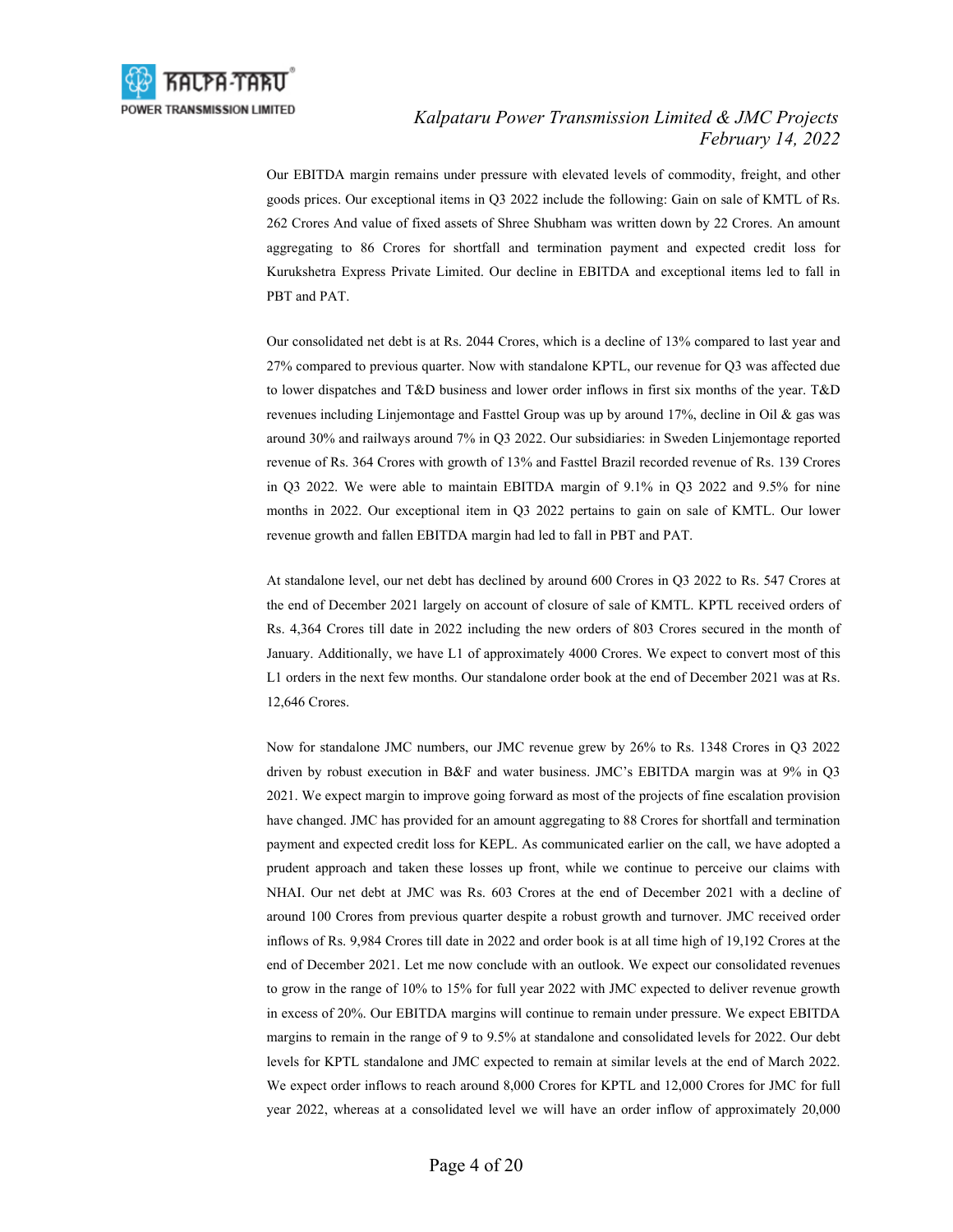Our EBITDA margin remains under pressure with elevated levels of commodity, freight, and other goods prices. Our exceptional items in Q3 2022 include the following: Gain on sale of KMTL of Rs. 262 Crores And value of fixed assets of Shree Shubham was written down by 22 Crores. An amount aggregating to 86 Crores for shortfall and termination payment and expected credit loss for Kurukshetra Express Private Limited. Our decline in EBITDA and exceptional items led to fall in PBT and PAT.

Our consolidated net debt is at Rs. 2044 Crores, which is a decline of 13% compared to last year and 27% compared to previous quarter. Now with standalone KPTL, our revenue for Q3 was affected due to lower dispatches and T&D business and lower order inflows in first six months of the year. T&D revenues including Linjemontage and Fasttel Group was up by around 17%, decline in Oil & gas was around 30% and railways around 7% in Q3 2022. Our subsidiaries: in Sweden Linjemontage reported revenue of Rs. 364 Crores with growth of 13% and Fasttel Brazil recorded revenue of Rs. 139 Crores in Q3 2022. We were able to maintain EBITDA margin of 9.1% in Q3 2022 and 9.5% for nine months in 2022. Our exceptional item in Q3 2022 pertains to gain on sale of KMTL. Our lower revenue growth and fallen EBITDA margin had led to fall in PBT and PAT.

At standalone level, our net debt has declined by around 600 Crores in Q3 2022 to Rs. 547 Crores at the end of December 2021 largely on account of closure of sale of KMTL. KPTL received orders of Rs. 4,364 Crores till date in 2022 including the new orders of 803 Crores secured in the month of January. Additionally, we have L1 of approximately 4000 Crores. We expect to convert most of this L1 orders in the next few months. Our standalone order book at the end of December 2021 was at Rs. 12,646 Crores.

Now for standalone JMC numbers, our JMC revenue grew by 26% to Rs. 1348 Crores in Q3 2022 driven by robust execution in B&F and water business. JMC's EBITDA margin was at 9% in Q3 2021. We expect margin to improve going forward as most of the projects of fine escalation provision have changed. JMC has provided for an amount aggregating to 88 Crores for shortfall and termination payment and expected credit loss for KEPL. As communicated earlier on the call, we have adopted a prudent approach and taken these losses up front, while we continue to perceive our claims with NHAI. Our net debt at JMC was Rs. 603 Crores at the end of December 2021 with a decline of around 100 Crores from previous quarter despite a robust growth and turnover. JMC received order inflows of Rs. 9,984 Crores till date in 2022 and order book is at all time high of 19,192 Crores at the end of December 2021. Let me now conclude with an outlook. We expect our consolidated revenues to grow in the range of 10% to 15% for full year 2022 with JMC expected to deliver revenue growth in excess of 20%. Our EBITDA margins will continue to remain under pressure. We expect EBITDA margins to remain in the range of 9 to 9.5% at standalone and consolidated levels for 2022. Our debt levels for KPTL standalone and JMC expected to remain at similar levels at the end of March 2022. We expect order inflows to reach around 8,000 Crores for KPTL and 12,000 Crores for JMC for full year 2022, whereas at a consolidated level we will have an order inflow of approximately 20,000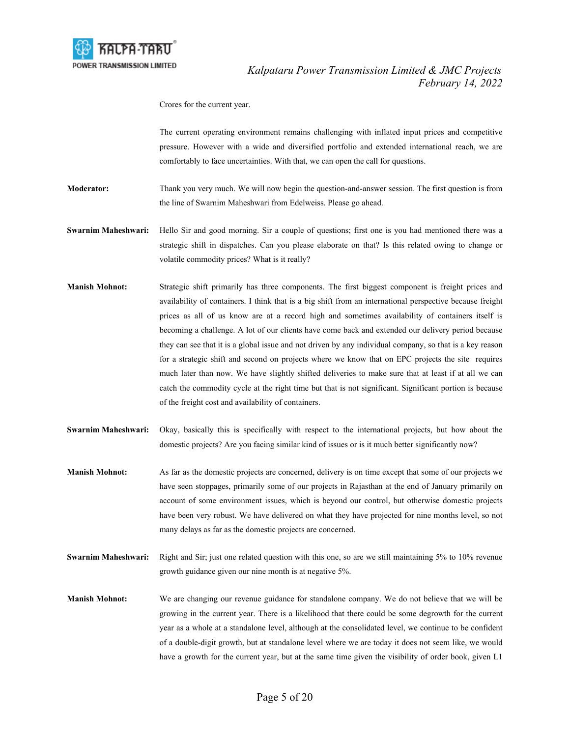Crores for the current year.

The current operating environment remains challenging with inflated input prices and competitive pressure. However with a wide and diversified portfolio and extended international reach, we are comfortably to face uncertainties. With that, we can open the call for questions.

**Moderator:** Thank you very much. We will now begin the question-and-answer session. The first question is from the line of Swarnim Maheshwari from Edelweiss. Please go ahead.

**Swarnim Maheshwari:** Hello Sir and good morning. Sir a couple of questions; first one is you had mentioned there was a strategic shift in dispatches. Can you please elaborate on that? Is this related owing to change or volatile commodity prices? What is it really?

**Manish Mohnot:** Strategic shift primarily has three components. The first biggest component is freight prices and availability of containers. I think that is a big shift from an international perspective because freight prices as all of us know are at a record high and sometimes availability of containers itself is becoming a challenge. A lot of our clients have come back and extended our delivery period because they can see that it is a global issue and not driven by any individual company, so that is a key reason for a strategic shift and second on projects where we know that on EPC projects the site requires much later than now. We have slightly shifted deliveries to make sure that at least if at all we can catch the commodity cycle at the right time but that is not significant. Significant portion is because of the freight cost and availability of containers.

**Swarnim Maheshwari:** Okay, basically this is specifically with respect to the international projects, but how about the domestic projects? Are you facing similar kind of issues or is it much better significantly now?

**Manish Mohnot:** As far as the domestic projects are concerned, delivery is on time except that some of our projects we have seen stoppages, primarily some of our projects in Rajasthan at the end of January primarily on account of some environment issues, which is beyond our control, but otherwise domestic projects have been very robust. We have delivered on what they have projected for nine months level, so not many delays as far as the domestic projects are concerned.

**Swarnim Maheshwari:** Right and Sir; just one related question with this one, so are we still maintaining 5% to 10% revenue growth guidance given our nine month is at negative 5%.

**Manish Mohnot:** We are changing our revenue guidance for standalone company. We do not believe that we will be growing in the current year. There is a likelihood that there could be some degrowth for the current year as a whole at a standalone level, although at the consolidated level, we continue to be confident of a double-digit growth, but at standalone level where we are today it does not seem like, we would have a growth for the current year, but at the same time given the visibility of order book, given L1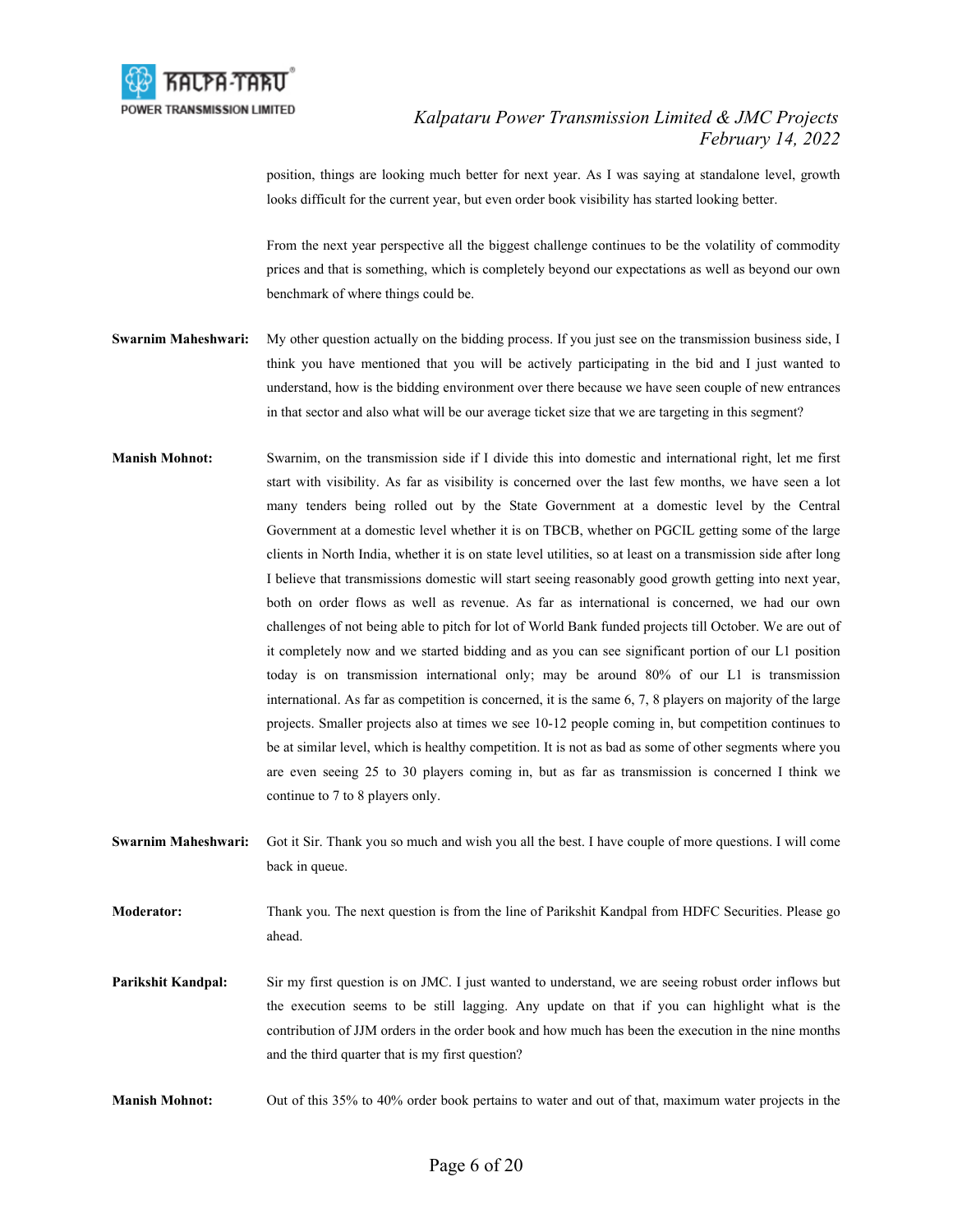position, things are looking much better for next year. As I was saying at standalone level, growth looks difficult for the current year, but even order book visibility has started looking better.

From the next year perspective all the biggest challenge continues to be the volatility of commodity prices and that is something, which is completely beyond our expectations as well as beyond our own benchmark of where things could be.

**Swarnim Maheshwari:** My other question actually on the bidding process. If you just see on the transmission business side, I think you have mentioned that you will be actively participating in the bid and I just wanted to understand, how is the bidding environment over there because we have seen couple of new entrances in that sector and also what will be our average ticket size that we are targeting in this segment?

**Manish Mohnot:** Swarnim, on the transmission side if I divide this into domestic and international right, let me first start with visibility. As far as visibility is concerned over the last few months, we have seen a lot many tenders being rolled out by the State Government at a domestic level by the Central Government at a domestic level whether it is on TBCB, whether on PGCIL getting some of the large clients in North India, whether it is on state level utilities, so at least on a transmission side after long I believe that transmissions domestic will start seeing reasonably good growth getting into next year, both on order flows as well as revenue. As far as international is concerned, we had our own challenges of not being able to pitch for lot of World Bank funded projects till October. We are out of it completely now and we started bidding and as you can see significant portion of our L1 position today is on transmission international only; may be around 80% of our L1 is transmission international. As far as competition is concerned, it is the same 6, 7, 8 players on majority of the large projects. Smaller projects also at times we see 10-12 people coming in, but competition continues to be at similar level, which is healthy competition. It is not as bad as some of other segments where you are even seeing 25 to 30 players coming in, but as far as transmission is concerned I think we continue to 7 to 8 players only.

**Swarnim Maheshwari:** Got it Sir. Thank you so much and wish you all the best. I have couple of more questions. I will come back in queue.

**Moderator:** Thank you. The next question is from the line of Parikshit Kandpal from HDFC Securities. Please go ahead.

**Parikshit Kandpal:** Sir my first question is on JMC. I just wanted to understand, we are seeing robust order inflows but the execution seems to be still lagging. Any update on that if you can highlight what is the contribution of JJM orders in the order book and how much has been the execution in the nine months and the third quarter that is my first question?

**Manish Mohnot:** Out of this 35% to 40% order book pertains to water and out of that, maximum water projects in the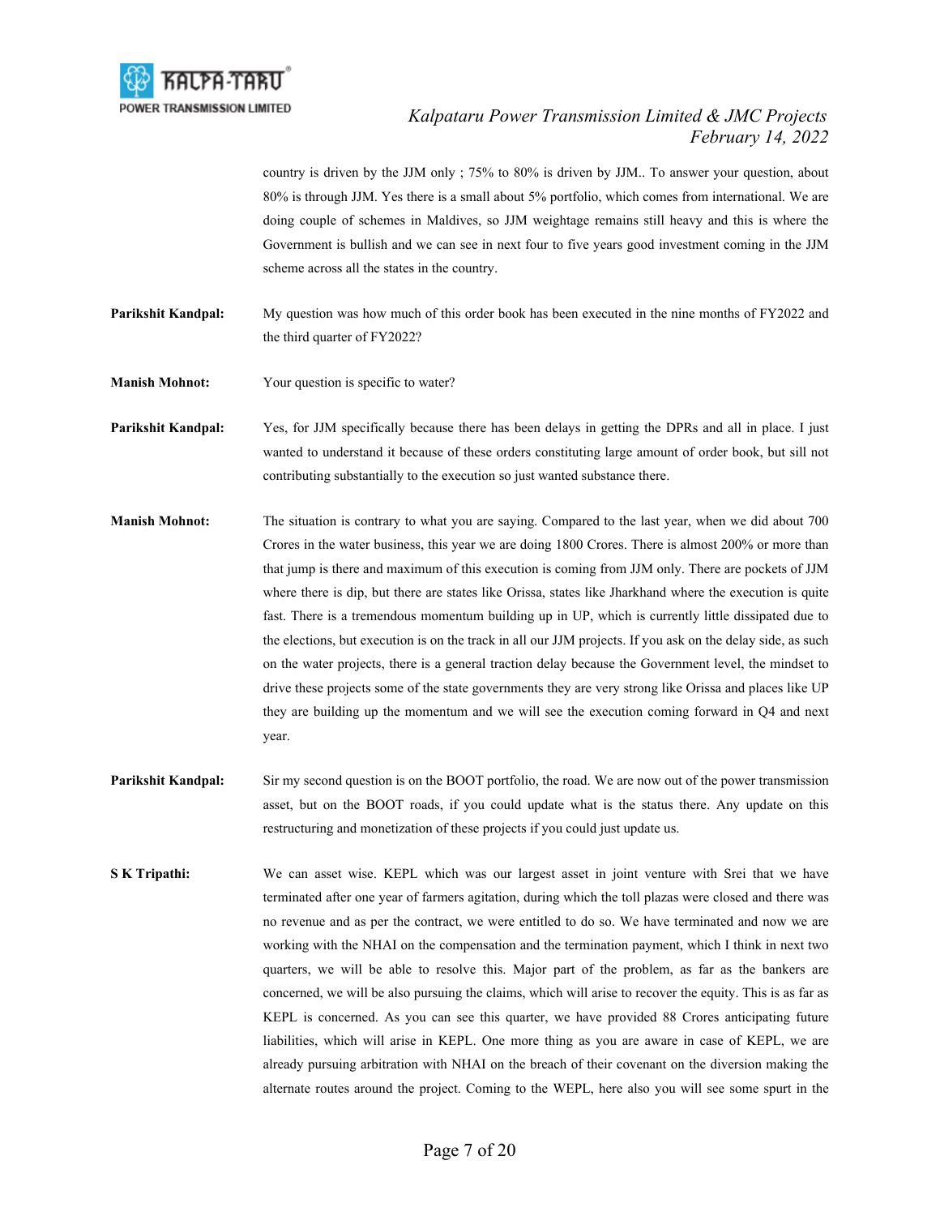country is driven by the JJM only ; 75% to 80% is driven by JJM.. To answer your question, about 80% is through JJM. Yes there is a small about 5% portfolio, which comes from international. We are doing couple of schemes in Maldives, so JJM weightage remains still heavy and this is where the Government is bullish and we can see in next four to five years good investment coming in the JJM scheme across all the states in the country.

**Parikshit Kandpal:** My question was how much of this order book has been executed in the nine months of FY2022 and the third quarter of FY2022?

**Manish Mohnot:** Your question is specific to water?

**Parikshit Kandpal:** Yes, for JJM specifically because there has been delays in getting the DPRs and all in place. I just wanted to understand it because of these orders constituting large amount of order book, but sill not contributing substantially to the execution so just wanted substance there.

**Manish Mohnot:** The situation is contrary to what you are saying. Compared to the last year, when we did about 700 Crores in the water business, this year we are doing 1800 Crores. There is almost 200% or more than that jump is there and maximum of this execution is coming from JJM only. There are pockets of JJM where there is dip, but there are states like Orissa, states like Jharkhand where the execution is quite fast. There is a tremendous momentum building up in UP, which is currently little dissipated due to the elections, but execution is on the track in all our JJM projects. If you ask on the delay side, as such on the water projects, there is a general traction delay because the Government level, the mindset to drive these projects some of the state governments they are very strong like Orissa and places like UP they are building up the momentum and we will see the execution coming forward in Q4 and next year.

**Parikshit Kandpal:** Sir my second question is on the BOOT portfolio, the road. We are now out of the power transmission asset, but on the BOOT roads, if you could update what is the status there. Any update on this restructuring and monetization of these projects if you could just update us.

**S K Tripathi:** We can asset wise. KEPL which was our largest asset in joint venture with Srei that we have terminated after one year of farmers agitation, during which the toll plazas were closed and there was no revenue and as per the contract, we were entitled to do so. We have terminated and now we are working with the NHAI on the compensation and the termination payment, which I think in next two quarters, we will be able to resolve this. Major part of the problem, as far as the bankers are concerned, we will be also pursuing the claims, which will arise to recover the equity. This is as far as KEPL is concerned. As you can see this quarter, we have provided 88 Crores anticipating future liabilities, which will arise in KEPL. One more thing as you are aware in case of KEPL, we are already pursuing arbitration with NHAI on the breach of their covenant on the diversion making the alternate routes around the project. Coming to the WEPL, here also you will see some spurt in the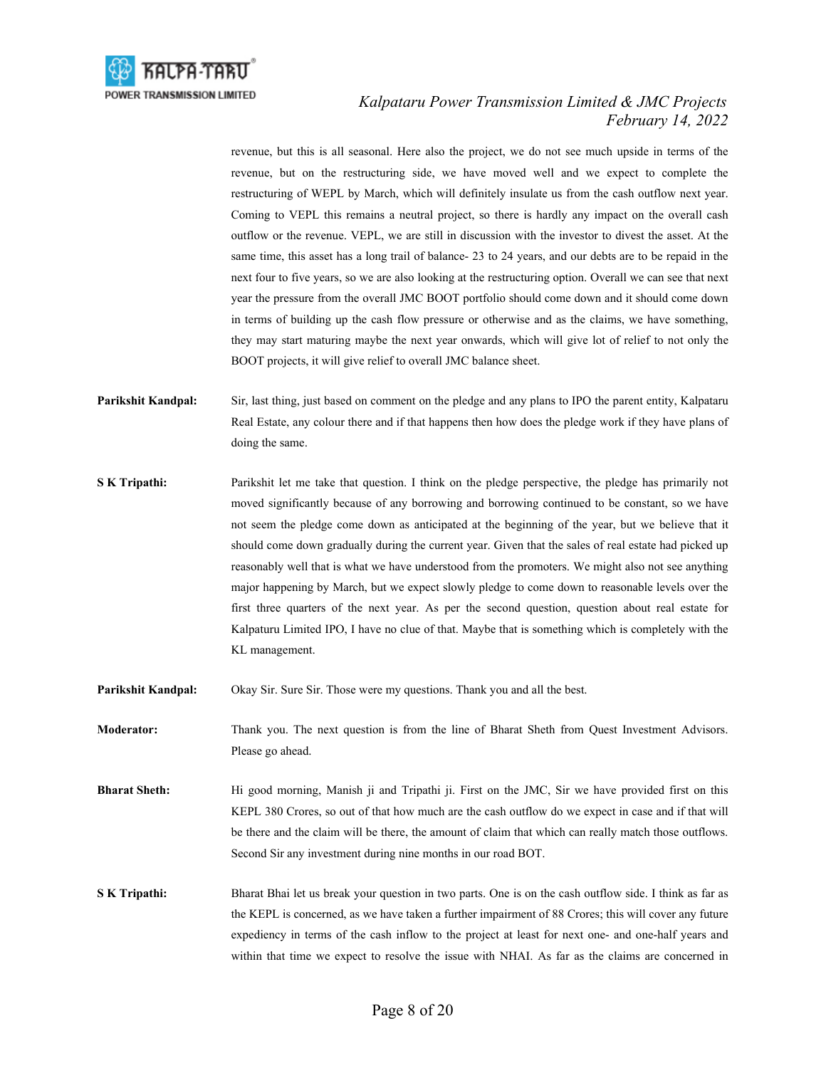revenue, but this is all seasonal. Here also the project, we do not see much upside in terms of the revenue, but on the restructuring side, we have moved well and we expect to complete the restructuring of WEPL by March, which will definitely insulate us from the cash outflow next year. Coming to VEPL this remains a neutral project, so there is hardly any impact on the overall cash outflow or the revenue. VEPL, we are still in discussion with the investor to divest the asset. At the same time, this asset has a long trail of balance- 23 to 24 years, and our debts are to be repaid in the next four to five years, so we are also looking at the restructuring option. Overall we can see that next year the pressure from the overall JMC BOOT portfolio should come down and it should come down in terms of building up the cash flow pressure or otherwise and as the claims, we have something, they may start maturing maybe the next year onwards, which will give lot of relief to not only the BOOT projects, it will give relief to overall JMC balance sheet.

**Parikshit Kandpal:** Sir, last thing, just based on comment on the pledge and any plans to IPO the parent entity, Kalpataru Real Estate, any colour there and if that happens then how does the pledge work if they have plans of doing the same.

**S K Tripathi:** Parikshit let me take that question. I think on the pledge perspective, the pledge has primarily not moved significantly because of any borrowing and borrowing continued to be constant, so we have not seem the pledge come down as anticipated at the beginning of the year, but we believe that it should come down gradually during the current year. Given that the sales of real estate had picked up reasonably well that is what we have understood from the promoters. We might also not see anything major happening by March, but we expect slowly pledge to come down to reasonable levels over the first three quarters of the next year. As per the second question, question about real estate for Kalpaturu Limited IPO, I have no clue of that. Maybe that is something which is completely with the KL management.

**Parikshit Kandpal:** Okay Sir. Sure Sir. Those were my questions. Thank you and all the best.

**Moderator:** Thank you. The next question is from the line of Bharat Sheth from Quest Investment Advisors. Please go ahead.

**Bharat Sheth:** Hi good morning, Manish ji and Tripathi ji. First on the JMC, Sir we have provided first on this KEPL 380 Crores, so out of that how much are the cash outflow do we expect in case and if that will be there and the claim will be there, the amount of claim that which can really match those outflows. Second Sir any investment during nine months in our road BOT.

**S K Tripathi:** Bharat Bhai let us break your question in two parts. One is on the cash outflow side. I think as far as the KEPL is concerned, as we have taken a further impairment of 88 Crores; this will cover any future expediency in terms of the cash inflow to the project at least for next one- and one-half years and within that time we expect to resolve the issue with NHAI. As far as the claims are concerned in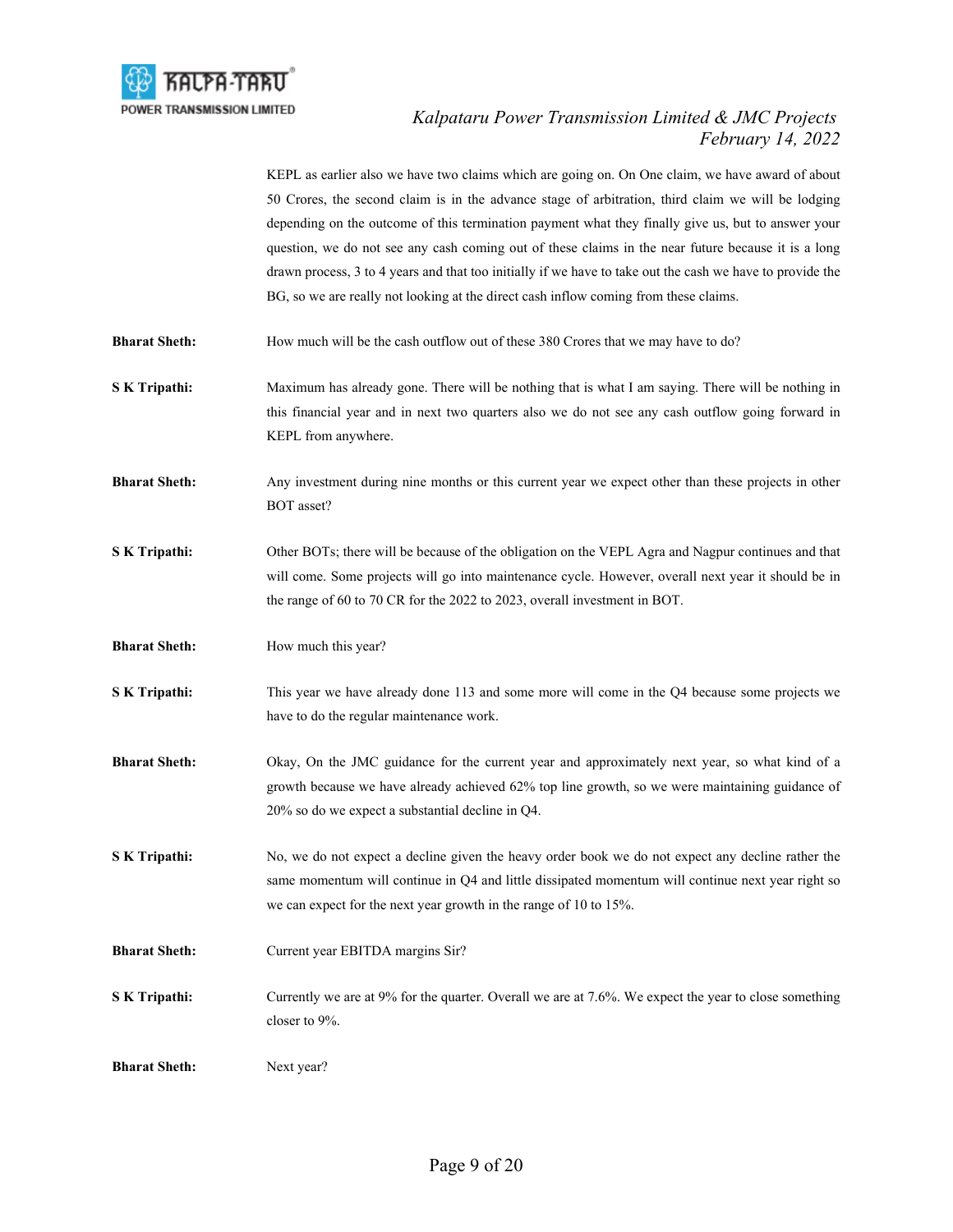KEPL as earlier also we have two claims which are going on. On One claim, we have award of about 50 Crores, the second claim is in the advance stage of arbitration, third claim we will be lodging depending on the outcome of this termination payment what they finally give us, but to answer your question, we do not see any cash coming out of these claims in the near future because it is a long drawn process, 3 to 4 years and that too initially if we have to take out the cash we have to provide the BG, so we are really not looking at the direct cash inflow coming from these claims.

**Bharat Sheth:** How much will be the cash outflow out of these 380 Crores that we may have to do?

**S K Tripathi:** Maximum has already gone. There will be nothing that is what I am saying. There will be nothing in this financial year and in next two quarters also we do not see any cash outflow going forward in KEPL from anywhere.

**Bharat Sheth:** Any investment during nine months or this current year we expect other than these projects in other BOT asset?

**S K Tripathi:** Other BOTs; there will be because of the obligation on the VEPL Agra and Nagpur continues and that will come. Some projects will go into maintenance cycle. However, overall next year it should be in the range of 60 to 70 CR for the 2022 to 2023, overall investment in BOT.

**Bharat Sheth:** How much this year?

**S K Tripathi:** This year we have already done 113 and some more will come in the Q4 because some projects we have to do the regular maintenance work.

**Bharat Sheth:** Okay, On the JMC guidance for the current year and approximately next year, so what kind of a growth because we have already achieved 62% top line growth, so we were maintaining guidance of 20% so do we expect a substantial decline in Q4.

**S K Tripathi:** No, we do not expect a decline given the heavy order book we do not expect any decline rather the same momentum will continue in Q4 and little dissipated momentum will continue next year right so we can expect for the next year growth in the range of 10 to 15%.

**Bharat Sheth:** Current year EBITDA margins Sir?

**S K Tripathi:** Currently we are at 9% for the quarter. Overall we are at 7.6%. We expect the year to close something closer to 9%.

**Bharat Sheth:** Next year?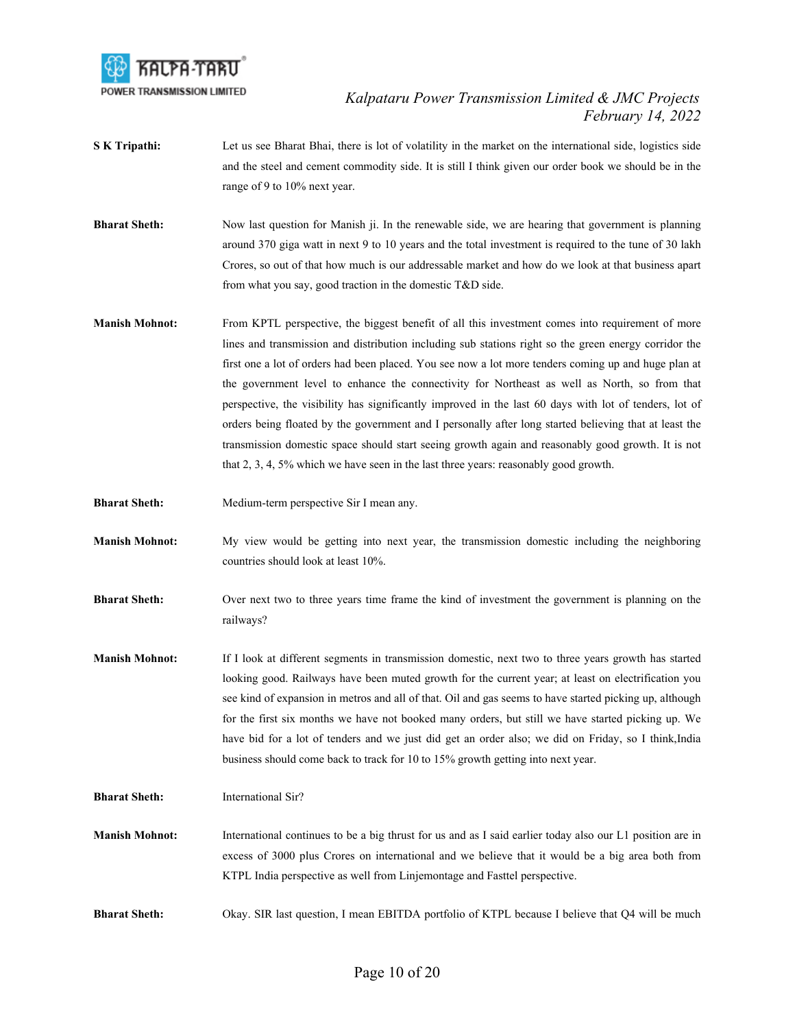**S K Tripathi:** Let us see Bharat Bhai, there is lot of volatility in the market on the international side, logistics side and the steel and cement commodity side. It is still I think given our order book we should be in the range of 9 to 10% next year.

**Bharat Sheth:** Now last question for Manish ji. In the renewable side, we are hearing that government is planning around 370 giga watt in next 9 to 10 years and the total investment is required to the tune of 30 lakh Crores, so out of that how much is our addressable market and how do we look at that business apart from what you say, good traction in the domestic T&D side.

**Manish Mohnot:** From KPTL perspective, the biggest benefit of all this investment comes into requirement of more lines and transmission and distribution including sub stations right so the green energy corridor the first one a lot of orders had been placed. You see now a lot more tenders coming up and huge plan at the government level to enhance the connectivity for Northeast as well as North, so from that perspective, the visibility has significantly improved in the last 60 days with lot of tenders, lot of orders being floated by the government and I personally after long started believing that at least the transmission domestic space should start seeing growth again and reasonably good growth. It is not that 2, 3, 4, 5% which we have seen in the last three years: reasonably good growth.

**Bharat Sheth:** Medium-term perspective Sir I mean any.

**Manish Mohnot:** My view would be getting into next year, the transmission domestic including the neighboring countries should look at least 10%.

**Bharat Sheth:** Over next two to three years time frame the kind of investment the government is planning on the railways?

**Manish Mohnot:** If I look at different segments in transmission domestic, next two to three years growth has started looking good. Railways have been muted growth for the current year; at least on electrification you see kind of expansion in metros and all of that. Oil and gas seems to have started picking up, although for the first six months we have not booked many orders, but still we have started picking up. We have bid for a lot of tenders and we just did get an order also; we did on Friday, so I think,India business should come back to track for 10 to 15% growth getting into next year.

**Bharat Sheth:** International Sir?

**Manish Mohnot:** International continues to be a big thrust for us and as I said earlier today also our L1 position are in excess of 3000 plus Crores on international and we believe that it would be a big area both from KTPL India perspective as well from Linjemontage and Fasttel perspective.

**Bharat Sheth:** Okay. SIR last question, I mean EBITDA portfolio of KTPL because I believe that Q4 will be much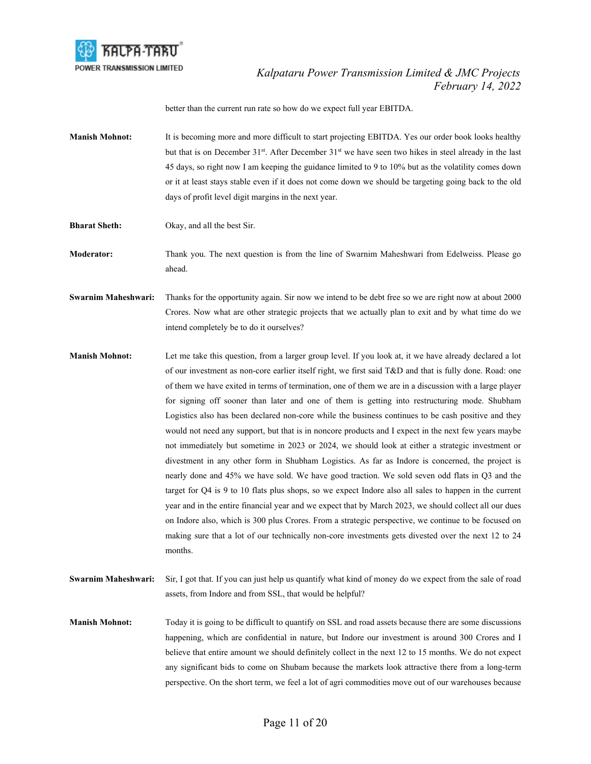better than the current run rate so how do we expect full year EBITDA.

**Manish Mohnot:** It is becoming more and more difficult to start projecting EBITDA. Yes our order book looks healthy but that is on December 31st. After December 31st we have seen two hikes in steel already in the last 45 days, so right now I am keeping the guidance limited to 9 to 10% but as the volatility comes down or it at least stays stable even if it does not come down we should be targeting going back to the old days of profit level digit margins in the next year.

**Bharat Sheth:** Okay, and all the best Sir.

**Moderator:** Thank you. The next question is from the line of Swarnim Maheshwari from Edelweiss. Please go ahead.

**Swarnim Maheshwari:** Thanks for the opportunity again. Sir now we intend to be debt free so we are right now at about 2000 Crores. Now what are other strategic projects that we actually plan to exit and by what time do we intend completely be to do it ourselves?

**Manish Mohnot:** Let me take this question, from a larger group level. If you look at, it we have already declared a lot of our investment as non-core earlier itself right, we first said T&D and that is fully done. Road: one of them we have exited in terms of termination, one of them we are in a discussion with a large player for signing off sooner than later and one of them is getting into restructuring mode. Shubham Logistics also has been declared non-core while the business continues to be cash positive and they would not need any support, but that is in noncore products and I expect in the next few years maybe not immediately but sometime in 2023 or 2024, we should look at either a strategic investment or divestment in any other form in Shubham Logistics. As far as Indore is concerned, the project is nearly done and 45% we have sold. We have good traction. We sold seven odd flats in Q3 and the target for Q4 is 9 to 10 flats plus shops, so we expect Indore also all sales to happen in the current year and in the entire financial year and we expect that by March 2023, we should collect all our dues on Indore also, which is 300 plus Crores. From a strategic perspective, we continue to be focused on making sure that a lot of our technically non-core investments gets divested over the next 12 to 24 months.

**Swarnim Maheshwari:** Sir, I got that. If you can just help us quantify what kind of money do we expect from the sale of road assets, from Indore and from SSL, that would be helpful?

**Manish Mohnot:** Today it is going to be difficult to quantify on SSL and road assets because there are some discussions happening, which are confidential in nature, but Indore our investment is around 300 Crores and I believe that entire amount we should definitely collect in the next 12 to 15 months. We do not expect any significant bids to come on Shubam because the markets look attractive there from a long-term perspective. On the short term, we feel a lot of agri commodities move out of our warehouses because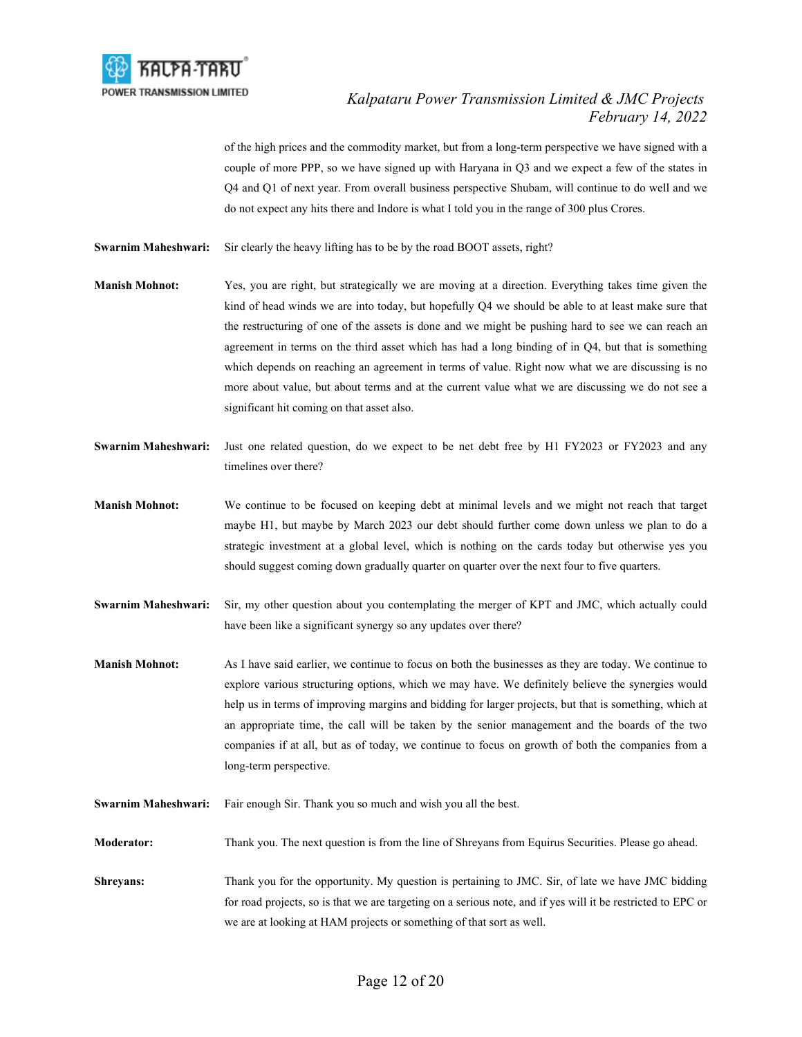of the high prices and the commodity market, but from a long-term perspective we have signed with a couple of more PPP, so we have signed up with Haryana in Q3 and we expect a few of the states in Q4 and Q1 of next year. From overall business perspective Shubam, will continue to do well and we do not expect any hits there and Indore is what I told you in the range of 300 plus Crores.

**Swarnim Maheshwari:** Sir clearly the heavy lifting has to be by the road BOOT assets, right?

**Manish Mohnot:** Yes, you are right, but strategically we are moving at a direction. Everything takes time given the kind of head winds we are into today, but hopefully Q4 we should be able to at least make sure that the restructuring of one of the assets is done and we might be pushing hard to see we can reach an agreement in terms on the third asset which has had a long binding of in Q4, but that is something which depends on reaching an agreement in terms of value. Right now what we are discussing is no more about value, but about terms and at the current value what we are discussing we do not see a significant hit coming on that asset also.

**Swarnim Maheshwari:** Just one related question, do we expect to be net debt free by H1 FY2023 or FY2023 and any timelines over there?

**Manish Mohnot:** We continue to be focused on keeping debt at minimal levels and we might not reach that target maybe H1, but maybe by March 2023 our debt should further come down unless we plan to do a strategic investment at a global level, which is nothing on the cards today but otherwise yes you should suggest coming down gradually quarter on quarter over the next four to five quarters.

**Swarnim Maheshwari:** Sir, my other question about you contemplating the merger of KPT and JMC, which actually could have been like a significant synergy so any updates over there?

**Manish Mohnot:** As I have said earlier, we continue to focus on both the businesses as they are today. We continue to explore various structuring options, which we may have. We definitely believe the synergies would help us in terms of improving margins and bidding for larger projects, but that is something, which at an appropriate time, the call will be taken by the senior management and the boards of the two companies if at all, but as of today, we continue to focus on growth of both the companies from a long-term perspective.

**Swarnim Maheshwari:** Fair enough Sir. Thank you so much and wish you all the best.

**Moderator:** Thank you. The next question is from the line of Shreyans from Equirus Securities. Please go ahead.

**Shreyans:** Thank you for the opportunity. My question is pertaining to JMC. Sir, of late we have JMC bidding for road projects, so is that we are targeting on a serious note, and if yes will it be restricted to EPC or we are at looking at HAM projects or something of that sort as well.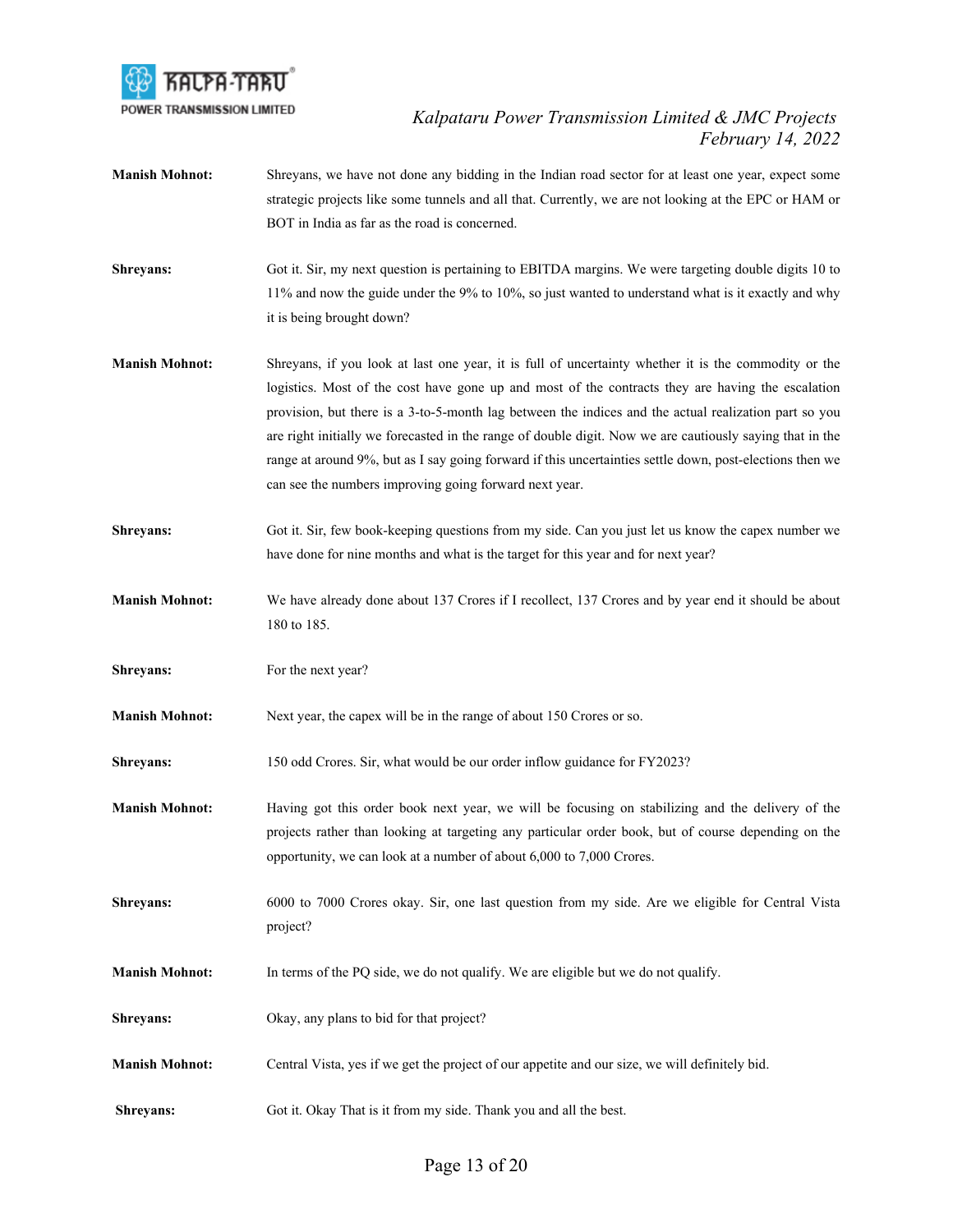**Manish Mohnot:** Shreyans, we have not done any bidding in the Indian road sector for at least one year, expect some strategic projects like some tunnels and all that. Currently, we are not looking at the EPC or HAM or BOT in India as far as the road is concerned.

**Shreyans:** Got it. Sir, my next question is pertaining to EBITDA margins. We were targeting double digits 10 to 11% and now the guide under the 9% to 10%, so just wanted to understand what is it exactly and why it is being brought down?

**Manish Mohnot:** Shreyans, if you look at last one year, it is full of uncertainty whether it is the commodity or the logistics. Most of the cost have gone up and most of the contracts they are having the escalation provision, but there is a 3-to-5-month lag between the indices and the actual realization part so you are right initially we forecasted in the range of double digit. Now we are cautiously saying that in the range at around 9%, but as I say going forward if this uncertainties settle down, post-elections then we can see the numbers improving going forward next year.

**Shreyans:** Got it. Sir, few book-keeping questions from my side. Can you just let us know the capex number we have done for nine months and what is the target for this year and for next year?

**Manish Mohnot:** We have already done about 137 Crores if I recollect, 137 Crores and by year end it should be about 180 to 185.

**Shreyans:** For the next year?

**Manish Mohnot:** Next year, the capex will be in the range of about 150 Crores or so.

**Shreyans:** 150 odd Crores. Sir, what would be our order inflow guidance for FY2023?

**Manish Mohnot:** Having got this order book next year, we will be focusing on stabilizing and the delivery of the projects rather than looking at targeting any particular order book, but of course depending on the opportunity, we can look at a number of about 6,000 to 7,000 Crores.

**Shreyans:** 6000 to 7000 Crores okay. Sir, one last question from my side. Are we eligible for Central Vista project?

**Manish Mohnot:** In terms of the PQ side, we do not qualify. We are eligible but we do not qualify.

**Shreyans:** Okay, any plans to bid for that project?

**Manish Mohnot:** Central Vista, yes if we get the project of our appetite and our size, we will definitely bid.

**Shreyans:** Got it. Okay That is it from my side. Thank you and all the best.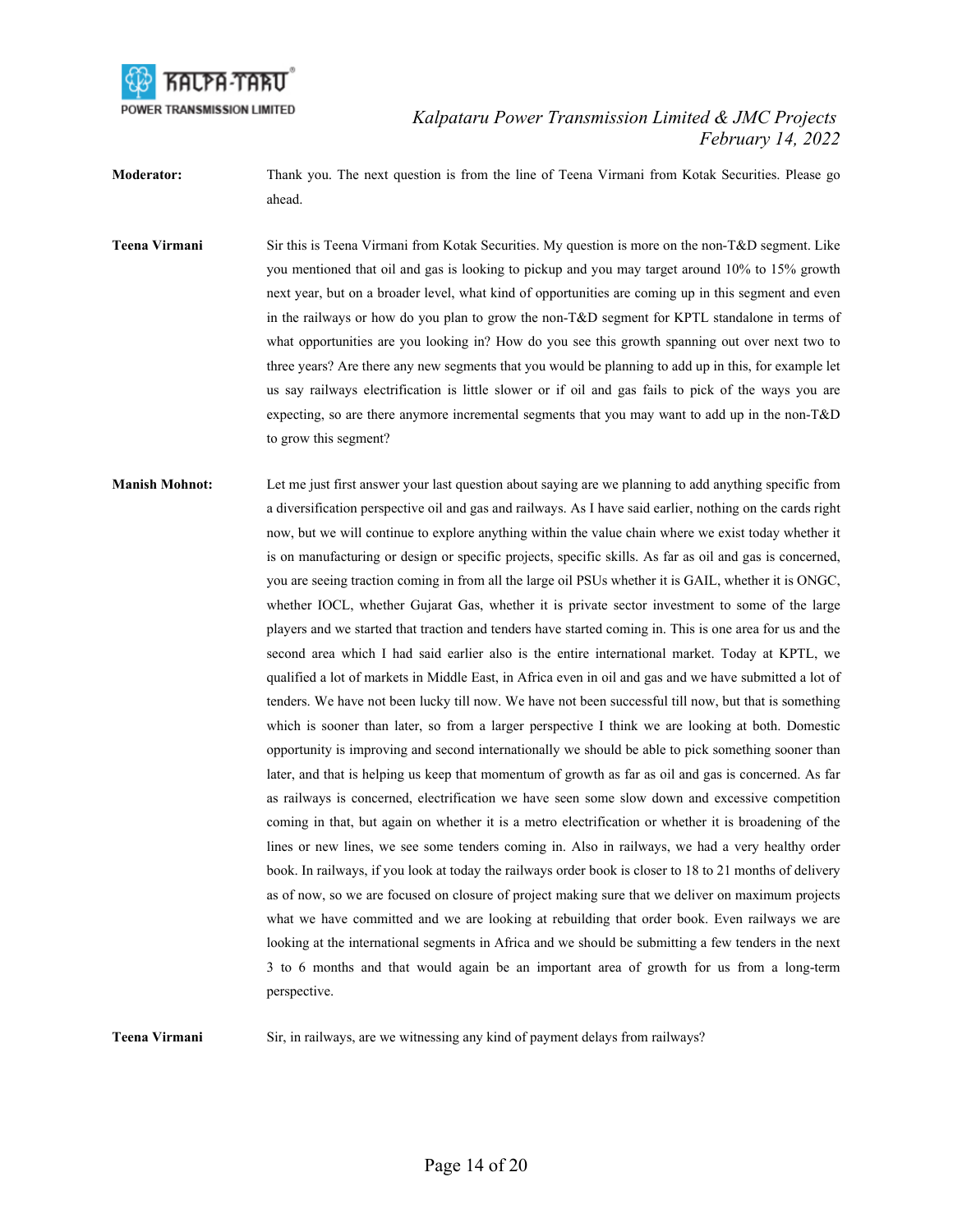**Moderator:** Thank you. The next question is from the line of Teena Virmani from Kotak Securities. Please go ahead.

**Teena Virmani** Sir this is Teena Virmani from Kotak Securities. My question is more on the non-T&D segment. Like you mentioned that oil and gas is looking to pickup and you may target around 10% to 15% growth next year, but on a broader level, what kind of opportunities are coming up in this segment and even in the railways or how do you plan to grow the non-T&D segment for KPTL standalone in terms of what opportunities are you looking in? How do you see this growth spanning out over next two to three years? Are there any new segments that you would be planning to add up in this, for example let us say railways electrification is little slower or if oil and gas fails to pick of the ways you are expecting, so are there anymore incremental segments that you may want to add up in the non-T&D to grow this segment?

**Manish Mohnot:** Let me just first answer your last question about saying are we planning to add anything specific from a diversification perspective oil and gas and railways. As I have said earlier, nothing on the cards right now, but we will continue to explore anything within the value chain where we exist today whether it is on manufacturing or design or specific projects, specific skills. As far as oil and gas is concerned, you are seeing traction coming in from all the large oil PSUs whether it is GAIL, whether it is ONGC, whether IOCL, whether Gujarat Gas, whether it is private sector investment to some of the large players and we started that traction and tenders have started coming in. This is one area for us and the second area which I had said earlier also is the entire international market. Today at KPTL, we qualified a lot of markets in Middle East, in Africa even in oil and gas and we have submitted a lot of tenders. We have not been lucky till now. We have not been successful till now, but that is something which is sooner than later, so from a larger perspective I think we are looking at both. Domestic opportunity is improving and second internationally we should be able to pick something sooner than later, and that is helping us keep that momentum of growth as far as oil and gas is concerned. As far as railways is concerned, electrification we have seen some slow down and excessive competition coming in that, but again on whether it is a metro electrification or whether it is broadening of the lines or new lines, we see some tenders coming in. Also in railways, we had a very healthy order book. In railways, if you look at today the railways order book is closer to 18 to 21 months of delivery as of now, so we are focused on closure of project making sure that we deliver on maximum projects what we have committed and we are looking at rebuilding that order book. Even railways we are looking at the international segments in Africa and we should be submitting a few tenders in the next 3 to 6 months and that would again be an important area of growth for us from a long-term perspective.

**Teena Virmani** Sir, in railways, are we witnessing any kind of payment delays from railways?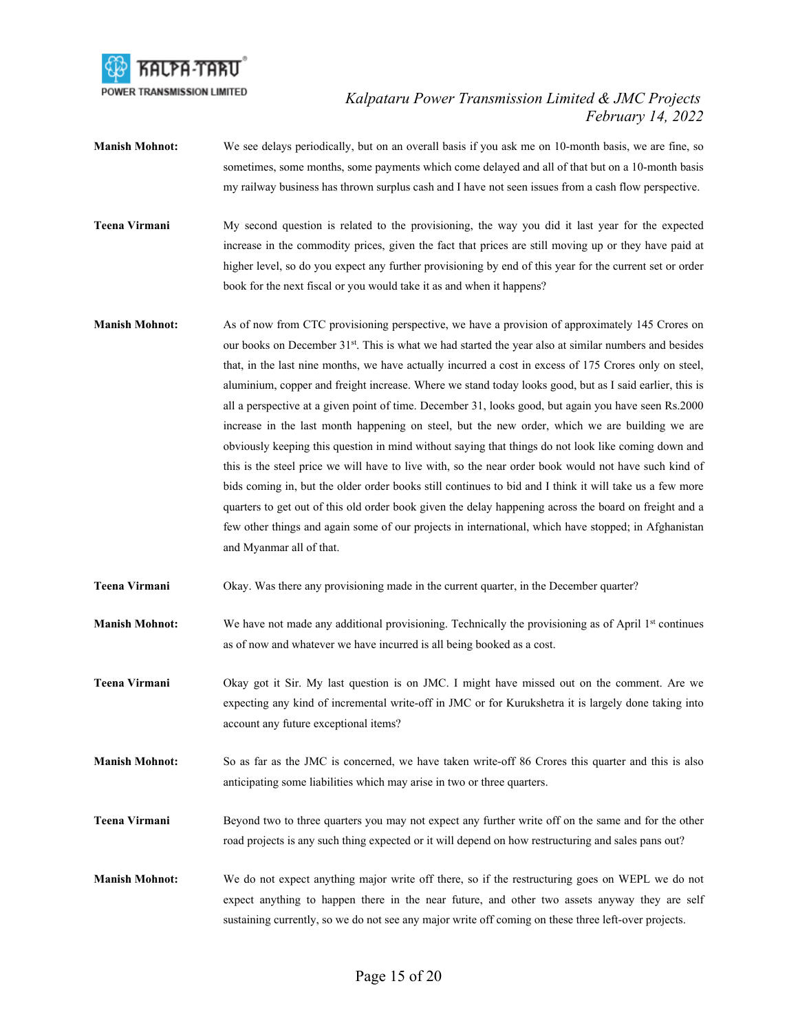**Manish Mohnot:** We see delays periodically, but on an overall basis if you ask me on 10-month basis, we are fine, so sometimes, some months, some payments which come delayed and all of that but on a 10-month basis my railway business has thrown surplus cash and I have not seen issues from a cash flow perspective.

**Teena Virmani** My second question is related to the provisioning, the way you did it last year for the expected increase in the commodity prices, given the fact that prices are still moving up or they have paid at higher level, so do you expect any further provisioning by end of this year for the current set or order book for the next fiscal or you would take it as and when it happens?

**Manish Mohnot:** As of now from CTC provisioning perspective, we have a provision of approximately 145 Crores on our books on December 31st. This is what we had started the year also at similar numbers and besides that, in the last nine months, we have actually incurred a cost in excess of 175 Crores only on steel, aluminium, copper and freight increase. Where we stand today looks good, but as I said earlier, this is all a perspective at a given point of time. December 31, looks good, but again you have seen Rs.2000 increase in the last month happening on steel, but the new order, which we are building we are obviously keeping this question in mind without saying that things do not look like coming down and this is the steel price we will have to live with, so the near order book would not have such kind of bids coming in, but the older order books still continues to bid and I think it will take us a few more quarters to get out of this old order book given the delay happening across the board on freight and a few other things and again some of our projects in international, which have stopped; in Afghanistan and Myanmar all of that.

**Teena Virmani** Okay. Was there any provisioning made in the current quarter, in the December quarter?

**Manish Mohnot:** We have not made any additional provisioning. Technically the provisioning as of April 1st continues as of now and whatever we have incurred is all being booked as a cost.

**Teena Virmani** Okay got it Sir. My last question is on JMC. I might have missed out on the comment. Are we expecting any kind of incremental write-off in JMC or for Kurukshetra it is largely done taking into account any future exceptional items?

**Manish Mohnot:** So as far as the JMC is concerned, we have taken write-off 86 Crores this quarter and this is also anticipating some liabilities which may arise in two or three quarters.

**Teena Virmani** Beyond two to three quarters you may not expect any further write off on the same and for the other road projects is any such thing expected or it will depend on how restructuring and sales pans out?

**Manish Mohnot:** We do not expect anything major write off there, so if the restructuring goes on WEPL we do not expect anything to happen there in the near future, and other two assets anyway they are self sustaining currently, so we do not see any major write off coming on these three left-over projects.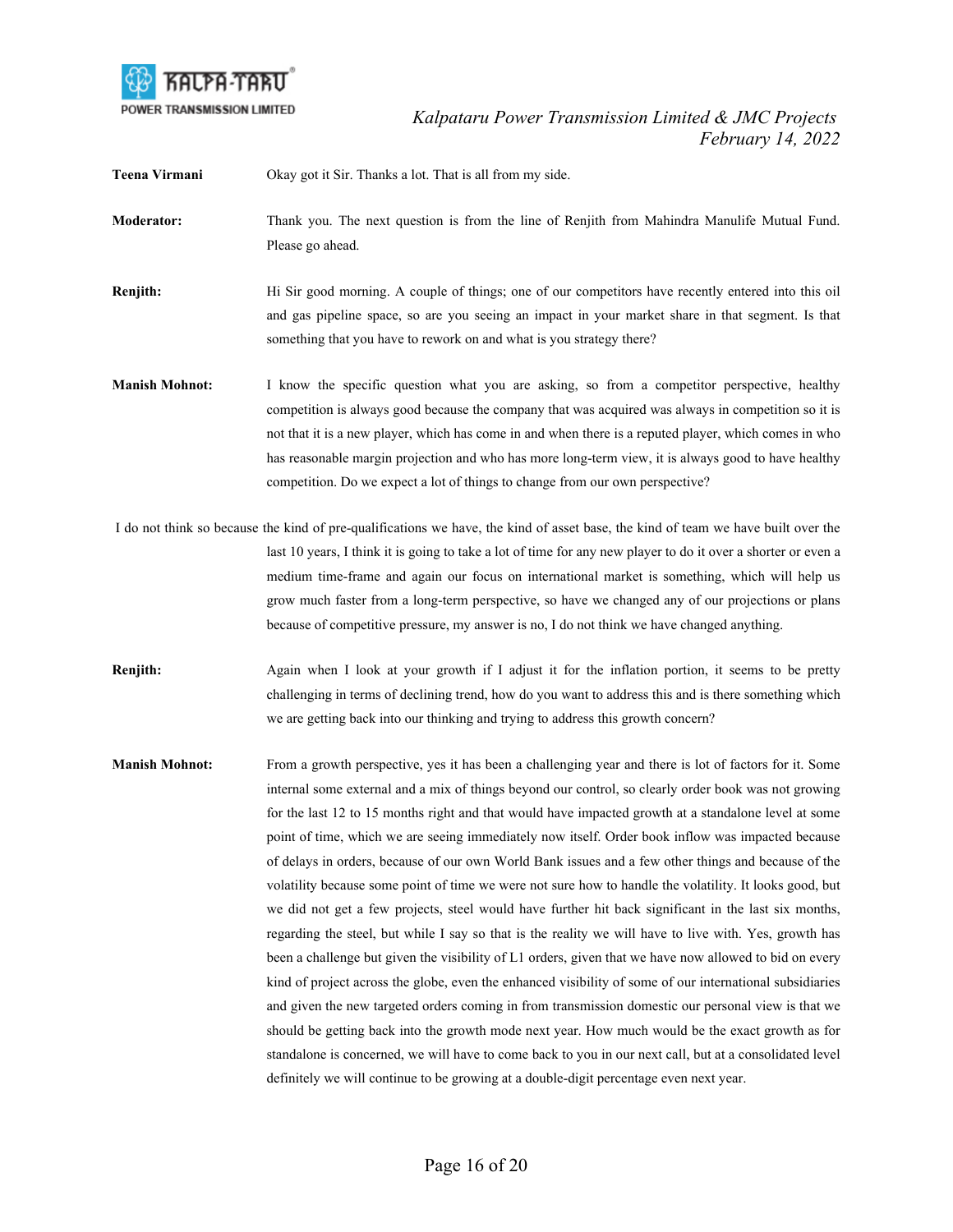**Teena Virmani** Okay got it Sir. Thanks a lot. That is all from my side.

**Moderator:** Thank you. The next question is from the line of Renjith from Mahindra Manulife Mutual Fund. Please go ahead.

**Renjith:** Hi Sir good morning. A couple of things; one of our competitors have recently entered into this oil and gas pipeline space, so are you seeing an impact in your market share in that segment. Is that something that you have to rework on and what is you strategy there?

**Manish Mohnot:** I know the specific question what you are asking, so from a competitor perspective, healthy competition is always good because the company that was acquired was always in competition so it is not that it is a new player, which has come in and when there is a reputed player, which comes in who has reasonable margin projection and who has more long-term view, it is always good to have healthy competition. Do we expect a lot of things to change from our own perspective?

I do not think so because the kind of pre-qualifications we have, the kind of asset base, the kind of team we have built over the last 10 years, I think it is going to take a lot of time for any new player to do it over a shorter or even a medium time-frame and again our focus on international market is something, which will help us grow much faster from a long-term perspective, so have we changed any of our projections or plans because of competitive pressure, my answer is no, I do not think we have changed anything.

**Renjith:** Again when I look at your growth if I adjust it for the inflation portion, it seems to be pretty challenging in terms of declining trend, how do you want to address this and is there something which we are getting back into our thinking and trying to address this growth concern?

**Manish Mohnot:** From a growth perspective, yes it has been a challenging year and there is lot of factors for it. Some internal some external and a mix of things beyond our control, so clearly order book was not growing for the last 12 to 15 months right and that would have impacted growth at a standalone level at some point of time, which we are seeing immediately now itself. Order book inflow was impacted because of delays in orders, because of our own World Bank issues and a few other things and because of the volatility because some point of time we were not sure how to handle the volatility. It looks good, but we did not get a few projects, steel would have further hit back significant in the last six months, regarding the steel, but while I say so that is the reality we will have to live with. Yes, growth has been a challenge but given the visibility of L1 orders, given that we have now allowed to bid on every kind of project across the globe, even the enhanced visibility of some of our international subsidiaries and given the new targeted orders coming in from transmission domestic our personal view is that we should be getting back into the growth mode next year. How much would be the exact growth as for standalone is concerned, we will have to come back to you in our next call, but at a consolidated level definitely we will continue to be growing at a double-digit percentage even next year.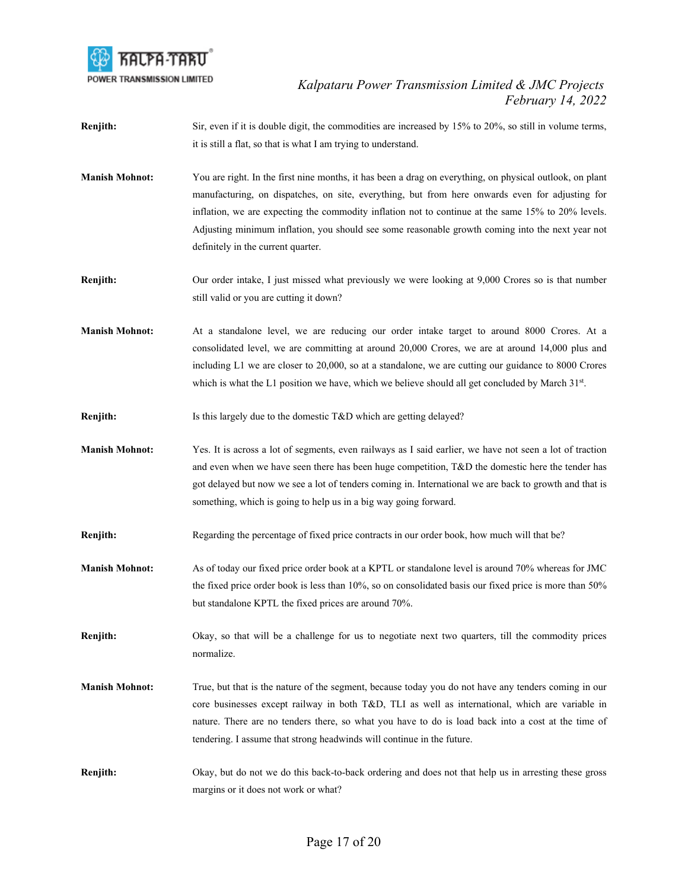**Renjith:** Sir, even if it is double digit, the commodities are increased by 15% to 20%, so still in volume terms, it is still a flat, so that is what I am trying to understand.

**Manish Mohnot:** You are right. In the first nine months, it has been a drag on everything, on physical outlook, on plant manufacturing, on dispatches, on site, everything, but from here onwards even for adjusting for inflation, we are expecting the commodity inflation not to continue at the same 15% to 20% levels. Adjusting minimum inflation, you should see some reasonable growth coming into the next year not definitely in the current quarter.

**Renjith:** Our order intake, I just missed what previously we were looking at 9,000 Crores so is that number still valid or you are cutting it down?

**Manish Mohnot:** At a standalone level, we are reducing our order intake target to around 8000 Crores. At a consolidated level, we are committing at around 20,000 Crores, we are at around 14,000 plus and including L1 we are closer to 20,000, so at a standalone, we are cutting our guidance to 8000 Crores which is what the L1 position we have, which we believe should all get concluded by March 31st.

**Renjith:** Is this largely due to the domestic T&D which are getting delayed?

**Manish Mohnot:** Yes. It is across a lot of segments, even railways as I said earlier, we have not seen a lot of traction and even when we have seen there has been huge competition, T&D the domestic here the tender has got delayed but now we see a lot of tenders coming in. International we are back to growth and that is something, which is going to help us in a big way going forward.

**Renjith:** Regarding the percentage of fixed price contracts in our order book, how much will that be?

**Manish Mohnot:** As of today our fixed price order book at a KPTL or standalone level is around 70% whereas for JMC the fixed price order book is less than 10%, so on consolidated basis our fixed price is more than 50% but standalone KPTL the fixed prices are around 70%.

**Renjith:** Okay, so that will be a challenge for us to negotiate next two quarters, till the commodity prices normalize.

**Manish Mohnot:** True, but that is the nature of the segment, because today you do not have any tenders coming in our core businesses except railway in both T&D, TLI as well as international, which are variable in nature. There are no tenders there, so what you have to do is load back into a cost at the time of tendering. I assume that strong headwinds will continue in the future.

**Renjith:** Okay, but do not we do this back-to-back ordering and does not that help us in arresting these gross margins or it does not work or what?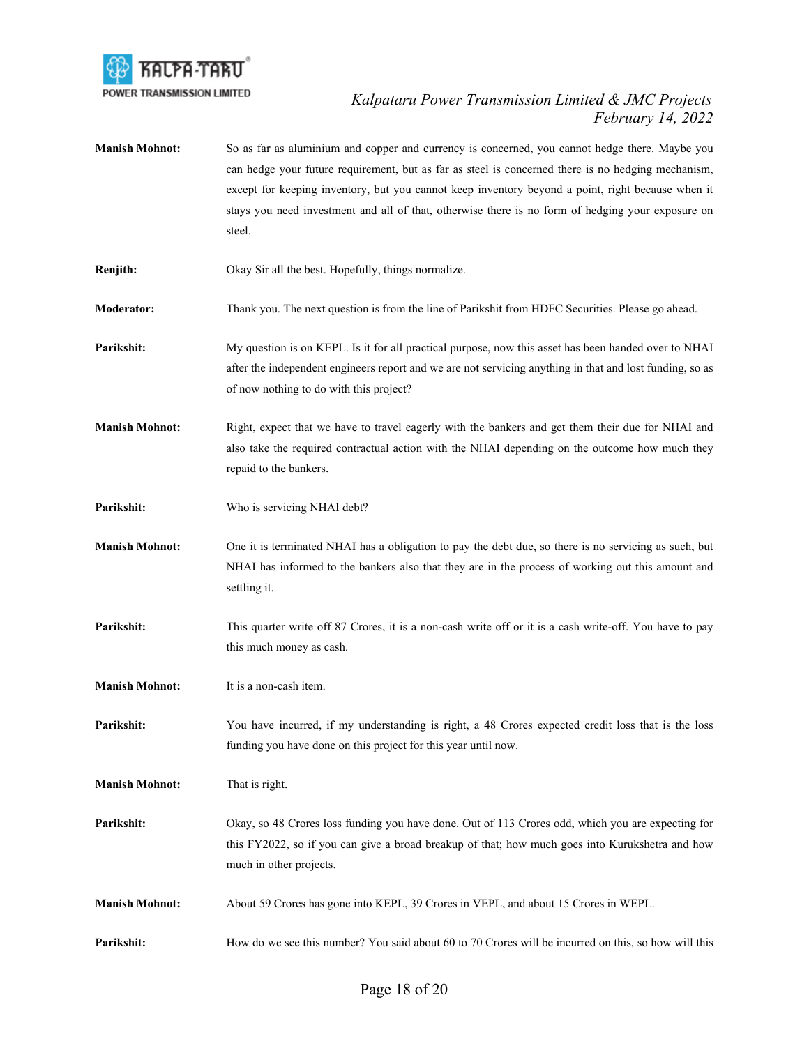**Manish Mohnot:** So as far as aluminium and copper and currency is concerned, you cannot hedge there. Maybe you can hedge your future requirement, but as far as steel is concerned there is no hedging mechanism, except for keeping inventory, but you cannot keep inventory beyond a point, right because when it stays you need investment and all of that, otherwise there is no form of hedging your exposure on steel.

**Renjith:** Okay Sir all the best. Hopefully, things normalize.

**Moderator:** Thank you. The next question is from the line of Parikshit from HDFC Securities. Please go ahead.

**Parikshit:** My question is on KEPL. Is it for all practical purpose, now this asset has been handed over to NHAI after the independent engineers report and we are not servicing anything in that and lost funding, so as of now nothing to do with this project?

**Manish Mohnot:** Right, expect that we have to travel eagerly with the bankers and get them their due for NHAI and also take the required contractual action with the NHAI depending on the outcome how much they repaid to the bankers.

**Parikshit:** Who is servicing NHAI debt?

**Manish Mohnot:** One it is terminated NHAI has a obligation to pay the debt due, so there is no servicing as such, but NHAI has informed to the bankers also that they are in the process of working out this amount and settling it.

**Parikshit:** This quarter write off 87 Crores, it is a non-cash write off or it is a cash write-off. You have to pay this much money as cash.

**Manish Mohnot:** It is a non-cash item.

**Parikshit:** You have incurred, if my understanding is right, a 48 Crores expected credit loss that is the loss funding you have done on this project for this year until now.

**Manish Mohnot:** That is right.

**Parikshit:** Okay, so 48 Crores loss funding you have done. Out of 113 Crores odd, which you are expecting for this FY2022, so if you can give a broad breakup of that; how much goes into Kurukshetra and how much in other projects.

**Manish Mohnot:** About 59 Crores has gone into KEPL, 39 Crores in VEPL, and about 15 Crores in WEPL.

**Parikshit:** How do we see this number? You said about 60 to 70 Crores will be incurred on this, so how will this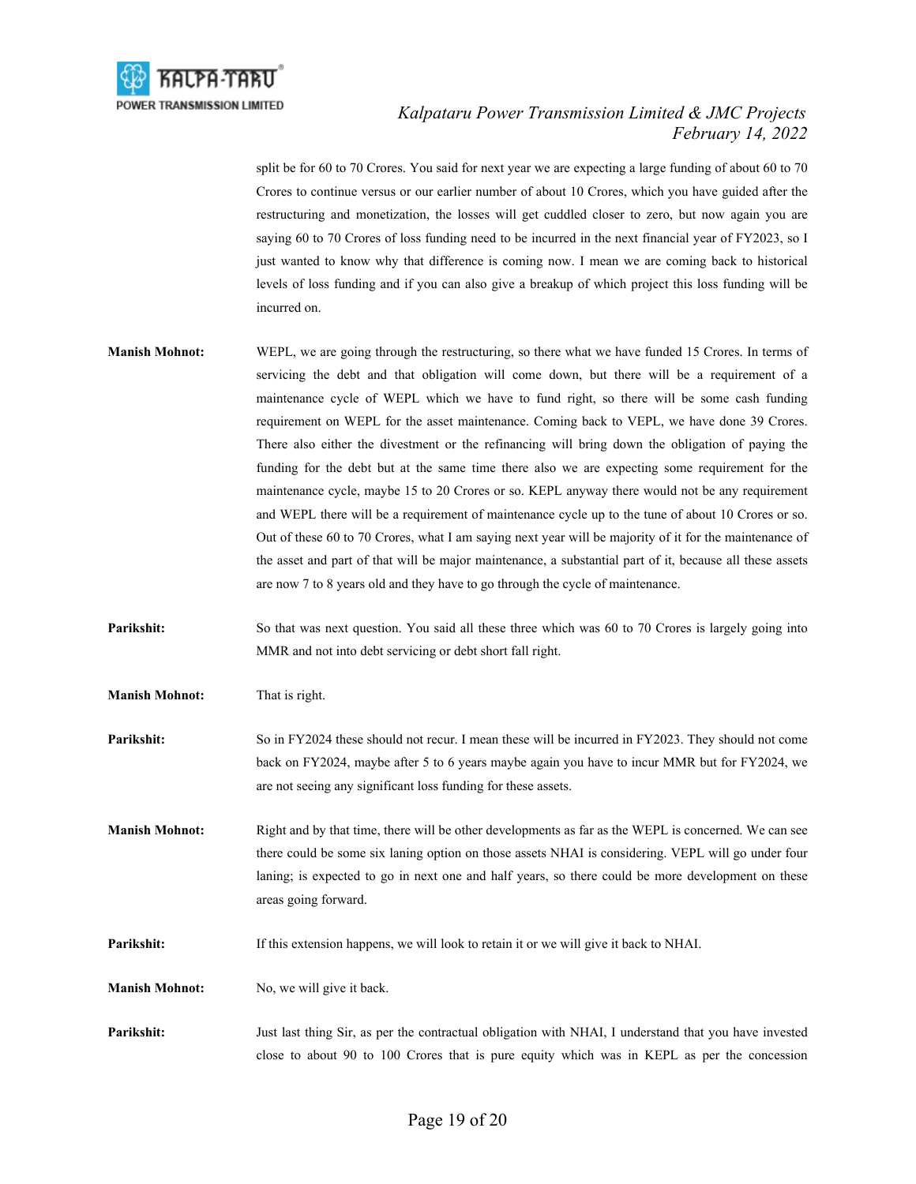split be for 60 to 70 Crores. You said for next year we are expecting a large funding of about 60 to 70 Crores to continue versus or our earlier number of about 10 Crores, which you have guided after the restructuring and monetization, the losses will get cuddled closer to zero, but now again you are saying 60 to 70 Crores of loss funding need to be incurred in the next financial year of FY2023, so I just wanted to know why that difference is coming now. I mean we are coming back to historical levels of loss funding and if you can also give a breakup of which project this loss funding will be incurred on.

**Manish Mohnot:** WEPL, we are going through the restructuring, so there what we have funded 15 Crores. In terms of servicing the debt and that obligation will come down, but there will be a requirement of a maintenance cycle of WEPL which we have to fund right, so there will be some cash funding requirement on WEPL for the asset maintenance. Coming back to VEPL, we have done 39 Crores. There also either the divestment or the refinancing will bring down the obligation of paying the funding for the debt but at the same time there also we are expecting some requirement for the maintenance cycle, maybe 15 to 20 Crores or so. KEPL anyway there would not be any requirement and WEPL there will be a requirement of maintenance cycle up to the tune of about 10 Crores or so. Out of these 60 to 70 Crores, what I am saying next year will be majority of it for the maintenance of the asset and part of that will be major maintenance, a substantial part of it, because all these assets are now 7 to 8 years old and they have to go through the cycle of maintenance.

**Parikshit:** So that was next question. You said all these three which was 60 to 70 Crores is largely going into MMR and not into debt servicing or debt short fall right.

**Manish Mohnot:** That is right.

**Parikshit:** So in FY2024 these should not recur. I mean these will be incurred in FY2023. They should not come back on FY2024, maybe after 5 to 6 years maybe again you have to incur MMR but for FY2024, we are not seeing any significant loss funding for these assets.

**Manish Mohnot:** Right and by that time, there will be other developments as far as the WEPL is concerned. We can see there could be some six laning option on those assets NHAI is considering. VEPL will go under four laning; is expected to go in next one and half years, so there could be more development on these areas going forward.

**Parikshit:** If this extension happens, we will look to retain it or we will give it back to NHAI.

**Manish Mohnot:** No, we will give it back.

**Parikshit:** Just last thing Sir, as per the contractual obligation with NHAI, I understand that you have invested close to about 90 to 100 Crores that is pure equity which was in KEPL as per the concession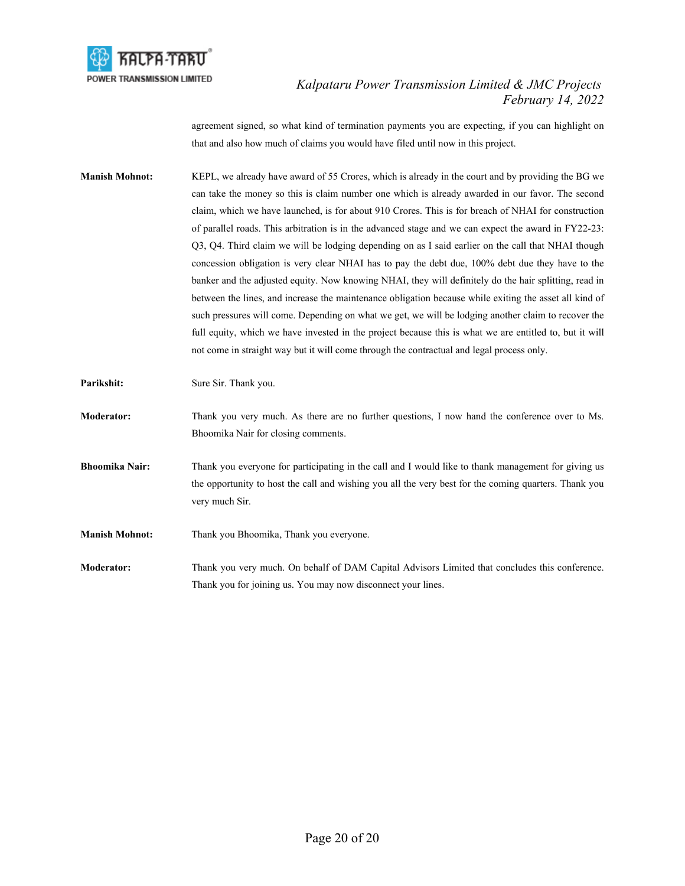agreement signed, so what kind of termination payments you are expecting, if you can highlight on that and also how much of claims you would have filed until now in this project.

**Manish Mohnot:** KEPL, we already have award of 55 Crores, which is already in the court and by providing the BG we can take the money so this is claim number one which is already awarded in our favor. The second claim, which we have launched, is for about 910 Crores. This is for breach of NHAI for construction of parallel roads. This arbitration is in the advanced stage and we can expect the award in FY22-23: Q3, Q4. Third claim we will be lodging depending on as I said earlier on the call that NHAI though concession obligation is very clear NHAI has to pay the debt due, 100% debt due they have to the banker and the adjusted equity. Now knowing NHAI, they will definitely do the hair splitting, read in between the lines, and increase the maintenance obligation because while exiting the asset all kind of such pressures will come. Depending on what we get, we will be lodging another claim to recover the full equity, which we have invested in the project because this is what we are entitled to, but it will not come in straight way but it will come through the contractual and legal process only.

**Parikshit:** Sure Sir. Thank you.

**Moderator:** Thank you very much. As there are no further questions, I now hand the conference over to Ms. Bhoomika Nair for closing comments.

**Bhoomika Nair:** Thank you everyone for participating in the call and I would like to thank management for giving us the opportunity to host the call and wishing you all the very best for the coming quarters. Thank you very much Sir.

**Manish Mohnot:** Thank you Bhoomika, Thank you everyone.

**Moderator:** Thank you very much. On behalf of DAM Capital Advisors Limited that concludes this conference. Thank you for joining us. You may now disconnect your lines.